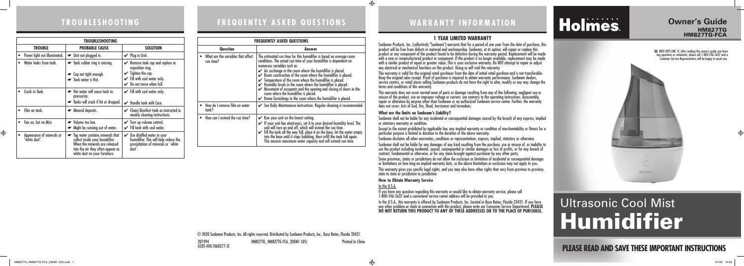# TROUBLESHOOTING

| TROUBLESHOOTING | | |
|---|---|---|
| **TROUBLE** | **PROBABLE CAUSE** | **SOLUTION** |
| • Power light not illuminated. | ☛ Unit not plugged in. | ✔ Plug in Unit. |
| • Water leaks from tank. | ☛ Tank rubber ring is missing.<br>☛ Cap not tight enough.<br>☛ Tank water is Hot. | ✔ Remove tank cap and replace or reposition ring.<br>✔ Tighten the cap.<br>✔ Fill with cool water only.<br>✔ Do not move when full. |
| • Crack in Tank. | ☛ Hot water will cause tank to pressurize.<br>☛ Tanks will crack if hit or dropped. | ✔ Fill with cool water only.<br>✔ Handle tank with Care. |
| • Film on tank. | ☛ Mineral deposits. | ✔ Clean/disinfect tank as instructed in weekly cleaning instructions. |
| • Fan on, but no Mist. | ☛ Volume too low.<br>☛ Might be running out of water. | ✔ Turn up volume control.<br>✔ Fill tank with cool water. |
| • Appearance of minerals or "white dust". | ☛ Tap water contains minerals that collect inside your humidifier. When the minerals are released into the air they often appear as white dust on your furniture. | ✔ Use distilled water in your humidifier. This will help reduce the precipitation of minerals or 'white dust'. |

# FREQUENTLY ASKED QUESTIONS

| FREQUENTLY ASKED QUESTIONS | |
|---|---|
| **Question** | **Answer** |
| • What are the variables that affect run time? | The estimated run time for this humidifier is based on average room conditions. The actual run time of your humidifier is dependent on numerous variables such as:<br>✔ Air exchange in the room where the humidifier is placed.<br>✔ Room construction of the room where the humidifier is placed.<br>✔ Temperature of the room where the humidifier is placed.<br>✔ Humidity levels in the room where the humidifier is placed.<br>✔ Movement of occupants and the opening and closing of doors in the room where the humidifier is placed.<br>✔ Home furnishings in the room where the humidifier is placed. |
| • How do I remove film on water tank? | ✔ See Daily Maintenance instructions. Regular cleaning is recommended. |
| • How can I extend the run time? | ✔ Run your unit on the lowest setting.<br>✔ If your unit has electronics, set it to your desired humidity level. The unit will turn on and off, which will extend the run time.<br>✔ Fill the tank all the way full, place it on the base, let the water empty into the base until it stops bubbling, then refill the tank full again. This ensures maximum water capacity and will extend run time. |

© 2020 Sunbeam Products, Inc. All rights reserved. Distributed by Sunbeam Products, Inc., Boca Raton, Florida 33431.

201994 HM827TG_HM827TG-FCA_20EM1 (US) Printed In China
GCDS-HOL1060277-JC

# WARRANTY INFORMATION

## 1 YEAR LIMITED WARRANTY

Sunbeam Products, Inc. (collectively "Sunbeam") warrants that for a period of one year from the date of purchase, this product will be free from defects in material and workmanship. Sunbeam, at its option, will repair or replace this product or any component of the product found to be defective during the warranty period. Replacement will be made with a new or remanufactured product or component. If the product is no longer available, replacement may be made with a similar product of equal or greater value. This is your exclusive warranty. Do NOT attempt to repair or adjust any electrical or mechanical functions on this product. Doing so will void this warranty.

This warranty is valid for the original retail purchaser from the date of initial retail purchase and is not transferable. Keep the original sales receipt. Proof of purchase is required to obtain warranty performance. Sunbeam dealers, service centers, or retail stores selling Sunbeam products do not have the right to alter, modify or any way change the terms and conditions of this warranty.

This warranty does not cover normal wear of parts or damage resulting from any of the following: negligent use or misuse of the product, use on improper voltage or current, use contrary to the operating instructions, disassembly, repair or alteration by anyone other than Sunbeam or an authorized Sunbeam service center. Further, the warranty does not cover: Acts of God, fire, flood, hurricanes and tornadoes.

**What are the limits on Sunbeam's Liability?**

Sunbeam shall not be liable for any incidental or consequential damages caused by the breach of any express, implied or statutory warranty or condition.

Except to the extent prohibited by applicable law, any implied warranty or condition of merchantability or fitness for a particular purpose is limited in duration to the duration of the above warranty.

Sunbeam disclaims all other warranties, conditions or representations, express, implied, statutory or otherwise.

Sunbeam shall not be liable for any damages of any kind resulting from the purchase, use or misuse of, or inability to use the product including incidental, special, consequential or similar damages or loss of profits, or for any breach of contract, fundamental or otherwise, or for any claim brought against purchaser by any other party.

Some provinces, states or jurisdictions do not allow the exclusion or limitation of incidental or consequential damages or limitations on how long an implied warranty lasts, so the above limitations or exclusion may not apply to you.

This warranty gives you specific legal rights, and you may also have other rights that vary from province to province, state to state or jurisdiction to jurisdiction.

**How to Obtain Warranty Service**

In the U.S.A.

If you have any question regarding this warranty or would like to obtain warranty service, please call 1-800-546-5637 and a convenient service center address will be provided to you.

In the U.S.A., this warranty is offered by Sunbeam Products, Inc. located in Boca Raton, Florida 33431. If you have any other problem or claim in connection with this product, please write our Consumer Service Department. **PLEASE DO NOT RETURN THIS PRODUCT TO ANY OF THESE ADDRESSES OR TO THE PLACE OF PURCHASE.**

# Holmes.

**Owner's Guide**
**HM827TG**
**HM827TG-FCA**

☎ INFO HOT-LINE: If, after reading this owner's guide you have any questions or comments, please call 1-800-546-5637 and a Customer Service Representative will be happy to assist you.

# Ultrasonic Cool Mist **Humidifier**

**PLEASE READ AND SAVE THESE IMPORTANT INSTRUCTIONS**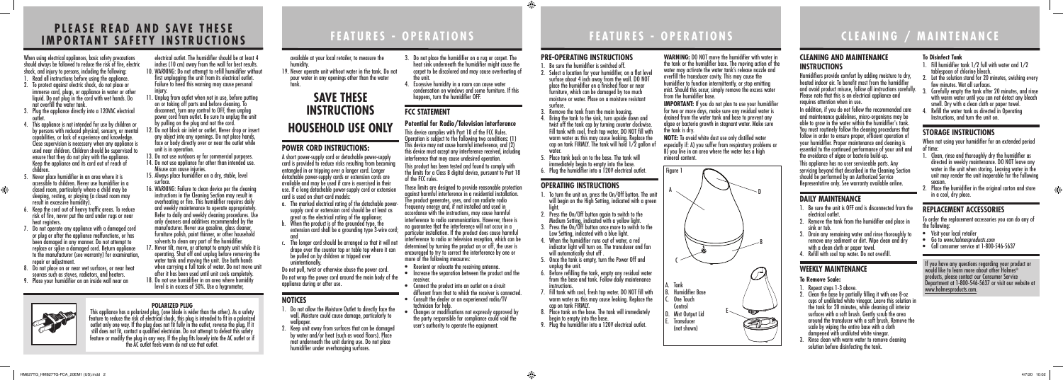# PLEASE READ AND SAVE THESE IMPORTANT SAFETY INSTRUCTIONS

When using electrical appliances, basic safety precautions should always be followed to reduce the risk of fire, electric shock, and injury to persons, including the following:

1. Read all instructions before using the appliance.
2. To protect against electric shock, do not place or immerse cord, plugs, or appliance in water or other liquid. Do not plug in the cord with wet hands. Do not overfill the water tank.
3. Plug the appliance directly into a 120VAC electrical outlet.
4. This appliance is not intended for use by children or by persons with reduced physical, sensory, or mental capabilities, or lack of experience and knowledge. Close supervision is necessary when any appliance is used near children. Children should be supervised to ensure that they do not play with the appliance. Keep the appliance and its cord out of reach of children.
5. Never place humidifier in an area where it is accessible to children. Never use humidifier in a closed room, particularly where a child may be sleeping, resting, or playing (a closed room may result in excessive humidity).
6. Keep the cord out of heavy traffic areas. To reduce risk of fire, never put the cord under rugs or near heat registers.
7. Do not operate any appliance with a damaged cord or plug or after the appliance malfunctions, or has been damaged in any manner. Do not attempt to replace or splice a damaged cord. Return appliance to the manufacturer (see warranty) for examination, repair or adjustment.
8. Do not place on or near wet surfaces, or near heat sources such as stoves, radiators, and heaters.
9. Place your humidifier on an inside wall near an electrical outlet. The humidifier should be at least 4 inches (10 cm) away from the wall for best results.
10. WARNING: Do not attempt to refill humidifier without first unplugging the unit from its electrical outlet. Failure to heed this warning may cause personal injury.
11. Unplug from outlet when not in use, before putting on or taking off parts and before cleaning. To disconnect, turn any control to OFF, then unplug power cord from outlet. Be sure to unplug the unit by pulling on the plug and not the cord.
12. Do not block an inlet or outlet. Never drop or insert any object into any openings. Do not place hands, face or body directly over or near the outlet while unit is in operation.
13. Do not use outdoors or for commercial purposes.
14. Do not use appliance for other than intended use. Misuse can cause injuries.
15. Always place humidifier on a dry, stable, level surface.
16. WARNING: Failure to clean device per the cleaning instructions in the Cleaning Section may result in overheating or fire. This humidifier requires daily and weekly maintenance to operate appropriately. Refer to daily and weekly cleaning procedures. Use only cleaners and additives recommended by the manufacturer. Never use gasoline, glass cleaner, furniture polish, paint thinner, or other household solvents to clean any part of the humidifier.
17. Never tilt, move, or attempt to empty unit while it is operating. Shut off and unplug before removing the water tank and moving the unit. Use both hands when carrying a full tank of water. Do not move unit after it has been used until unit cools completely.
18. Do not use humidifier in an area where humidity level is in excess of 50%. Use a hygrometer, available at your local retailer, to measure the humidity.
19. Never operate unit without water in the tank. Do not pour water in any openings other than the water tank.

**POLARIZED PLUG**

This appliance has a polarized plug, (one blade is wider than the other). As a safety feature to reduce the risk of electrical shock, this plug is intended to fit in a polarized outlet only one way. If the plug does not fit fully in the outlet, reverse the plug. If it still does not fit, contact a qualified electrician. Do not attempt to defeat this safety feature or modify the plug in any way. If the plug fits loosely into the AC outlet or if the AC outlet feels warm do not use that outlet.

# SAVE THESE INSTRUCTIONS HOUSEHOLD USE ONLY

# FEATURES - OPERATIONS

## POWER CORD INSTRUCTIONS:

A short power-supply cord or detachable power-supply cord is provided to reduce risks resulting from becoming entangled in or tripping over a longer cord. Longer detachable power-supply cords or extension cords are available and may be used if care is exercised in their use. If a long detachable power-supply cord or extension cord is used on short-cord models:

a. The marked electrical rating of the detachable power-supply cord or extension cord should be at least as great as the electrical rating of the appliance;
b. When the product is of the grounded type, the extension cord shall be a grounding type 3-wire cord; and
c. The longer cord should be arranged so that it will not drape over the counter top or table top where it can be pulled on by children or tripped over unintentionally.

Do not pull, twist or otherwise abuse the power cord. Do not wrap the power cord around the main body of the appliance during or after use.

## NOTICES

1. Do not allow the Moisture Outlet to directly face the wall. Moisture could cause damage, particularly to wallpaper.
2. Keep unit away from surfaces that can be damaged by water and/or heat (such as wood floors). Place mat underneath the unit during use. Do not place humidifier under overhanging surfaces.
3. Do not place the humidifier on a rug or carpet. The heat sink underneath the humidifier might cause the carpet to be discolored and may cause overheating of the unit.
4. Excessive humidity in a room can cause water condensation on windows and some furniture. If this happens, turn the humidifier OFF.

## FCC STATEMENT

**Potential for Radio/Television interference**

This device complies with Part 18 of the FCC Rules. Operation is subject to the following two conditions: (1) This device may not cause harmful interference, and (2) this device must accept any interference received, including interference that may cause undesired operation.

This product has been tested and found to comply with the limits for a Class B digital device, pursuant to Part 18 of the FCC rules.

These limits are designed to provide reasonable protection against harmful interference in a residential installation. The product generates, uses, and can radiate radio frequency energy and, if not installed and used in accordance with the instructions, may cause harmful interference to radio communications. However, there is no guarantee that the interference will not occur in a particular installation. If the product does cause harmful interference to radio or television reception, which can be determined by turning the product on or off, the user is encouraged to try to correct the interference by one or more of the following measures:

- Reorient or relocate the receiving antenna.
- Increase the separation between the product and the receiver.
- Connect the product into an outlet on a circuit different from that to which the receiver is connected.
- Consult the dealer or an experienced radio/TV technician for help.
- Changes or modifications not expressly approved by the party responsible for compliance could void the user's authority to operate the equipment.

# FEATURES - OPERATIONS

## PRE-OPERATING INSTRUCTIONS

1. Be sure the humidifier is switched off.
2. Select a location for your humidifier, on a flat level surface about 4 inch away from the wall. DO NOT place the humidifier on a finished floor or near furniture, which can be damaged by too much moisture or water. Place on a moisture resistant surface.
3. Remove the tank from the main housing.
4. Bring the tank to the sink, turn upside down and twist off the tank cap by turning counter clockwise. Fill tank with cool, fresh tap water. DO NOT fill with warm water as this may cause leaking. Replace the cap on tank FIRMLY. The tank will hold 1/2 gallon of water.
5. Place tank back on to the base. The tank will immediately begin to empty into the base.
6. Plug the humidifier into a 120V electrical outlet.

## OPERATING INSTRUCTIONS

1. To turn the unit on, press the On/Off button. The unit will begin on the High Setting, indicated with a green light.
2. Press the On/Off button again to switch to the Medium Setting, indicated with a yellow light.
3. Press the On/Off button once more to switch to the Low Setting, indicated with a blue light.
4. When the humidifier runs out of water, a red indicator light will turn on. The transducer and fan will automatically shut off .
5. Once the tank is empty, turn the Power Off and unplug the unit.
6. Before refilling the tank, empty any residual water from the base and tank. Follow daily maintenance instructions.
7. Fill tank with cool, fresh tap water. DO NOT fill with warm water as this may cause leaking. Replace the cap on tank FIRMLY.
8. Place tank on the base. The tank will immediately begin to empty into the base.
9. Plug the humidifier into a 120V electrical outlet.

**WARNING:** DO NOT move the humidifier with water in the tank or the humidifier base. The moving action of the water may activate the water tank's release nozzle and overfill the transducer cavity. This may cause the humidifier to function intermittently, or stop emitting mist. Should this occur, simply remove the excess water from the humidifier base.

**IMPORTANT:** If you do not plan to use your humidifier for two or more days, make sure any residual water is drained from the water tank and base to prevent any algae or bacteria growth in stagnant water. Make sure the tank is dry.

**NOTE:** To avoid white dust use only distilled water especially if: A) you suffer from respiratory problems or B) you live in an area where the water has a high mineral content.

Figure 1

A
D
B
C
E

A. Tank
B. Humidifier Base
C. One Touch Control
D. Mist Output Lid
E. Transducer (not shown)

# CLEANING / MAINTENANCE

## CLEANING AND MAINTENANCE INSTRUCTIONS

Humidifiers provide comfort by adding moisture to dry, heated indoor air. To benefit most from the humidifier and avoid product misuse, follow all instructions carefully. Please note that this is an electrical appliance and requires attention when in use.

In addition, if you do not follow the recommended care and maintenance guidelines, micro-organisms may be able to grow in the water within the humidifier's tank. You must routinely follow the cleaning procedures that follow in order to ensure proper, efficient operation of your humidifier. Proper maintenance and cleaning is essential to the continued performance of your unit and the avoidance of algae or bacteria build-up.

This appliance has no user serviceable parts. Any servicing beyond that described in the Cleaning Section should be performed by an Authorized Service Representative only. See warranty available online.

## DAILY MAINTENANCE

1. Be sure the unit is OFF and is disconnected from the electrical outlet.
2. Remove the tank from the humidifier and place in sink or tub.
3. Drain any remaining water and rinse thoroughly to remove any sediment or dirt. Wipe clean and dry with a clean cloth or paper towel.
4. Refill with cool tap water. Do not overfill.

## WEEKLY MAINTENANCE

**To Remove Scale:**

1. Repeat steps 1-3 above.
2. Clean the base by partially filling it with one 8-oz cups of undiluted white vinegar. Leave this solution in the tank for 20 minutes, while cleaning all interior surfaces with a soft brush. Gently scrub the area around the transducer with a soft brush. Remove the scale by wiping the entire base with a cloth dampened with undiluted white vinegar.
3. Rinse clean with warm water to remove cleaning solution before disinfecting the tank.

**To Disinfect Tank**

1. Fill humidifier tank 1/2 full with water and 1/2 tablespoon of chlorine bleach.
2. Let the solution stand for 20 minutes, swishing every few minutes. Wet all surfaces.
3. Carefully empty the tank after 20 minutes, and rinse with warm water until you can not detect any bleach smell. Dry with a clean cloth or paper towel.
4. Refill the water tank as directed in Operating Instructions, and turn the unit on.

## STORAGE INSTRUCTIONS

When not using your humidifier for an extended period of time:

1. Clean, rinse and thoroughly dry the humidifier as directed in weekly maintenance. DO NOT leave any water in the unit when storing. Leaving water in the unit may render the unit inoperable for the following season.
2. Place the humidifier in the original carton and store in a cool, dry place.

## REPLACEMENT ACCESSORIES

To order the replacement accessories you can do any of the following:

- Visit your local retailer
- Go to www.holmesproducts.com
- Call consumer service at 1-800-546-5637

If you have any questions regarding your product or would like to learn more about other Holmes® products, please contact our Consumer Service Department at 1-800-546-5637 or visit our website at www.holmesproducts.com.